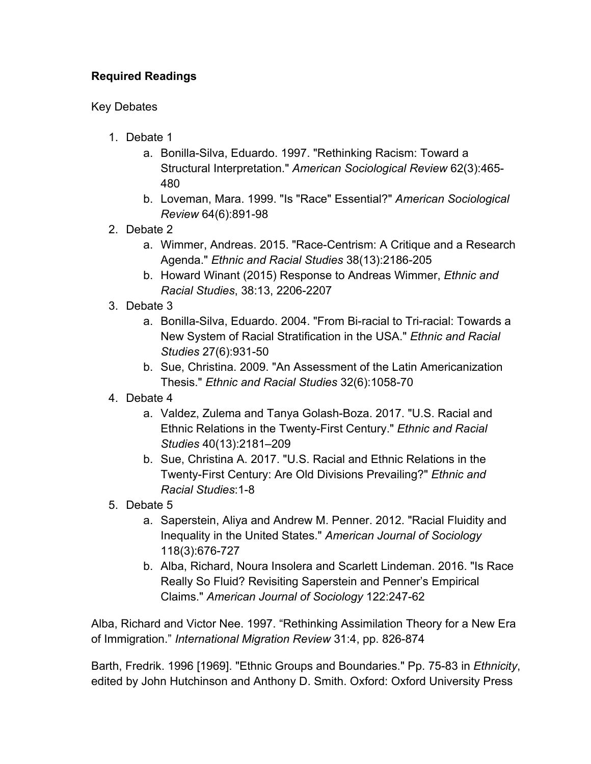**Required Readings**

Key Debates

1. Debate 1
    a. Bonilla-Silva, Eduardo. 1997. "Rethinking Racism: Toward a Structural Interpretation." *American Sociological Review* 62(3):465-480
    b. Loveman, Mara. 1999. "Is "Race" Essential?" *American Sociological Review* 64(6):891-98
2. Debate 2
    a. Wimmer, Andreas. 2015. "Race-Centrism: A Critique and a Research Agenda." *Ethnic and Racial Studies* 38(13):2186-205
    b. Howard Winant (2015) Response to Andreas Wimmer, *Ethnic and Racial Studies*, 38:13, 2206-2207
3. Debate 3
    a. Bonilla-Silva, Eduardo. 2004. "From Bi-racial to Tri-racial: Towards a New System of Racial Stratification in the USA." *Ethnic and Racial Studies* 27(6):931-50
    b. Sue, Christina. 2009. "An Assessment of the Latin Americanization Thesis." *Ethnic and Racial Studies* 32(6):1058-70
4. Debate 4
    a. Valdez, Zulema and Tanya Golash-Boza. 2017. "U.S. Racial and Ethnic Relations in the Twenty-First Century." *Ethnic and Racial Studies* 40(13):2181–209
    b. Sue, Christina A. 2017. "U.S. Racial and Ethnic Relations in the Twenty-First Century: Are Old Divisions Prevailing?" *Ethnic and Racial Studies*:1-8
5. Debate 5
    a. Saperstein, Aliya and Andrew M. Penner. 2012. "Racial Fluidity and Inequality in the United States." *American Journal of Sociology* 118(3):676-727
    b. Alba, Richard, Noura Insolera and Scarlett Lindeman. 2016. "Is Race Really So Fluid? Revisiting Saperstein and Penner's Empirical Claims." *American Journal of Sociology* 122:247-62

Alba, Richard and Victor Nee. 1997. "Rethinking Assimilation Theory for a New Era of Immigration." *International Migration Review* 31:4, pp. 826-874

Barth, Fredrik. 1996 [1969]. "Ethnic Groups and Boundaries." Pp. 75-83 in *Ethnicity*, edited by John Hutchinson and Anthony D. Smith. Oxford: Oxford University Press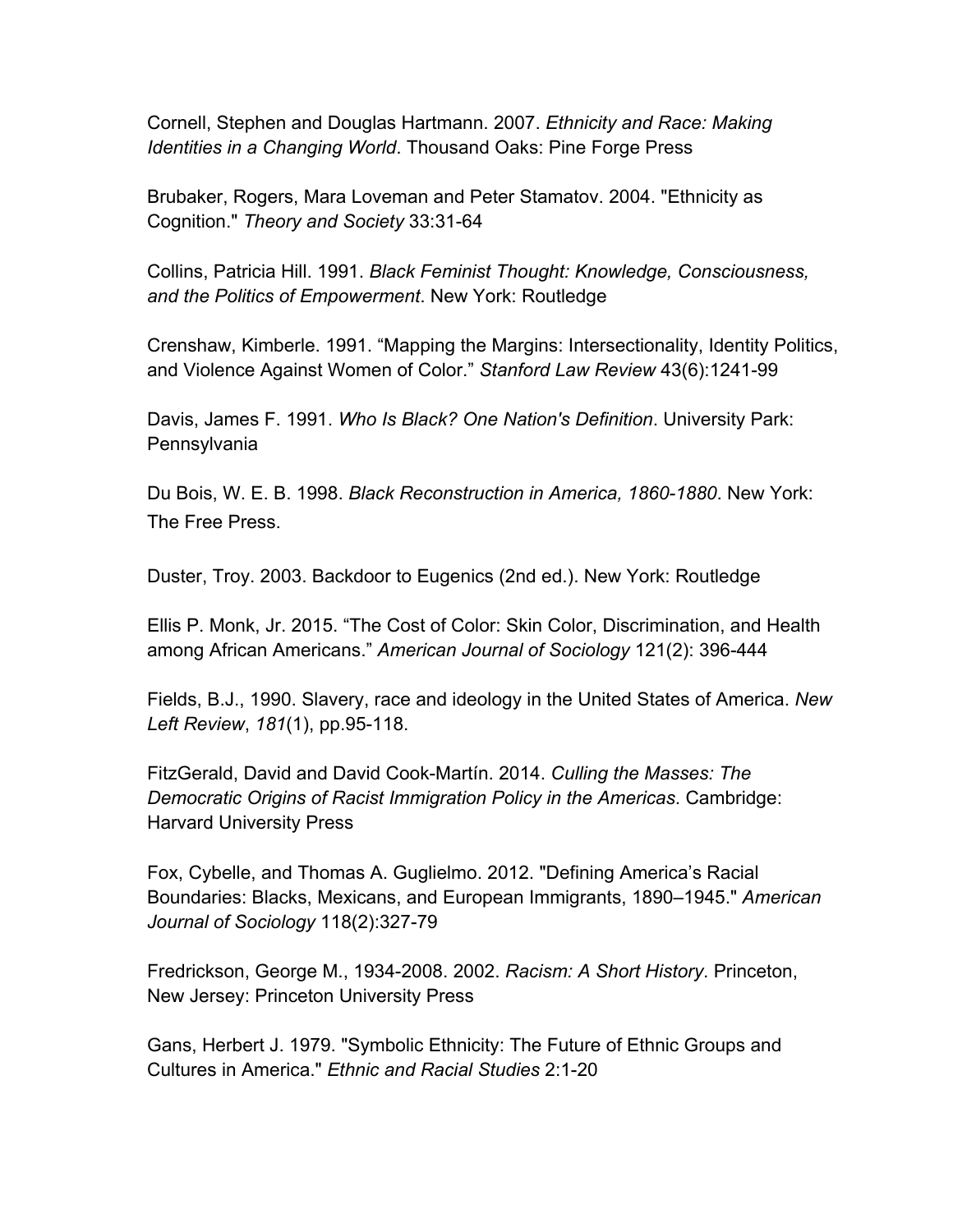Cornell, Stephen and Douglas Hartmann. 2007. *Ethnicity and Race: Making Identities in a Changing World*. Thousand Oaks: Pine Forge Press

Brubaker, Rogers, Mara Loveman and Peter Stamatov. 2004. "Ethnicity as Cognition." *Theory and Society* 33:31-64

Collins, Patricia Hill. 1991. *Black Feminist Thought: Knowledge, Consciousness, and the Politics of Empowerment*. New York: Routledge

Crenshaw, Kimberle. 1991. "Mapping the Margins: Intersectionality, Identity Politics, and Violence Against Women of Color." *Stanford Law Review* 43(6):1241-99

Davis, James F. 1991. *Who Is Black? One Nation's Definition*. University Park: Pennsylvania

Du Bois, W. E. B. 1998. *Black Reconstruction in America, 1860-1880*. New York: The Free Press.

Duster, Troy. 2003. Backdoor to Eugenics (2nd ed.). New York: Routledge

Ellis P. Monk, Jr. 2015. "The Cost of Color: Skin Color, Discrimination, and Health among African Americans." *American Journal of Sociology* 121(2): 396-444

Fields, B.J., 1990. Slavery, race and ideology in the United States of America. *New Left Review*, *181*(1), pp.95-118.

FitzGerald, David and David Cook-Martín. 2014. *Culling the Masses: The Democratic Origins of Racist Immigration Policy in the Americas*. Cambridge: Harvard University Press

Fox, Cybelle, and Thomas A. Guglielmo. 2012. "Defining America's Racial Boundaries: Blacks, Mexicans, and European Immigrants, 1890–1945." *American Journal of Sociology* 118(2):327-79

Fredrickson, George M., 1934-2008. 2002. *Racism: A Short History*. Princeton, New Jersey: Princeton University Press

Gans, Herbert J. 1979. "Symbolic Ethnicity: The Future of Ethnic Groups and Cultures in America." *Ethnic and Racial Studies* 2:1-20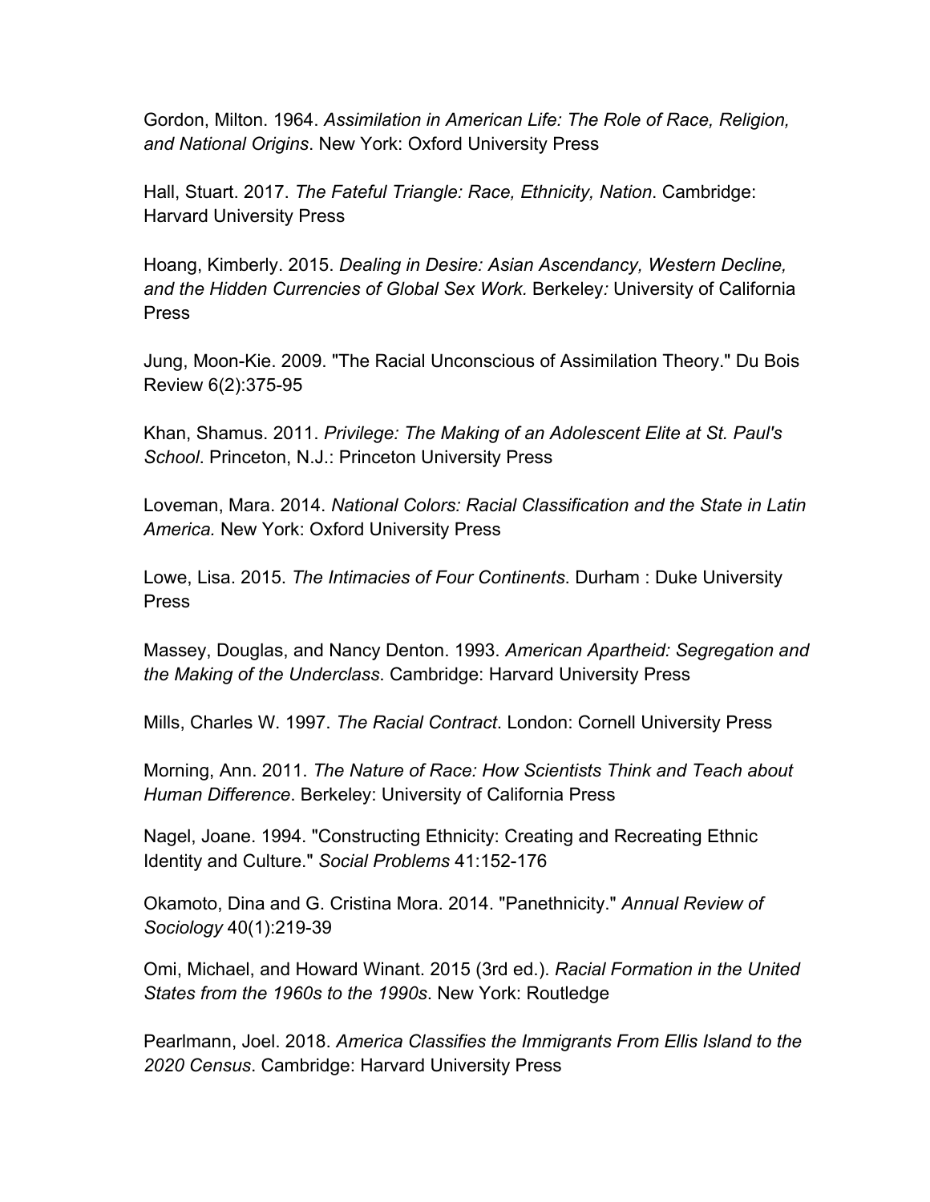Gordon, Milton. 1964. *Assimilation in American Life: The Role of Race, Religion, and National Origins*. New York: Oxford University Press

Hall, Stuart. 2017. *The Fateful Triangle: Race, Ethnicity, Nation*. Cambridge: Harvard University Press

Hoang, Kimberly. 2015. *Dealing in Desire: Asian Ascendancy, Western Decline, and the Hidden Currencies of Global Sex Work.* Berkeley*:* University of California Press

Jung, Moon-Kie. 2009. "The Racial Unconscious of Assimilation Theory." Du Bois Review 6(2):375-95

Khan, Shamus. 2011. *Privilege: The Making of an Adolescent Elite at St. Paul's School*. Princeton, N.J.: Princeton University Press

Loveman, Mara. 2014. *National Colors: Racial Classification and the State in Latin America.* New York: Oxford University Press

Lowe, Lisa. 2015. *The Intimacies of Four Continents*. Durham : Duke University Press

Massey, Douglas, and Nancy Denton. 1993. *American Apartheid: Segregation and the Making of the Underclass*. Cambridge: Harvard University Press

Mills, Charles W. 1997. *The Racial Contract*. London: Cornell University Press

Morning, Ann. 2011. *The Nature of Race: How Scientists Think and Teach about Human Difference*. Berkeley: University of California Press

Nagel, Joane. 1994. "Constructing Ethnicity: Creating and Recreating Ethnic Identity and Culture." *Social Problems* 41:152-176

Okamoto, Dina and G. Cristina Mora. 2014. "Panethnicity." *Annual Review of Sociology* 40(1):219-39

Omi, Michael, and Howard Winant. 2015 (3rd ed.). *Racial Formation in the United States from the 1960s to the 1990s*. New York: Routledge

Pearlmann, Joel. 2018. *America Classifies the Immigrants From Ellis Island to the 2020 Census*. Cambridge: Harvard University Press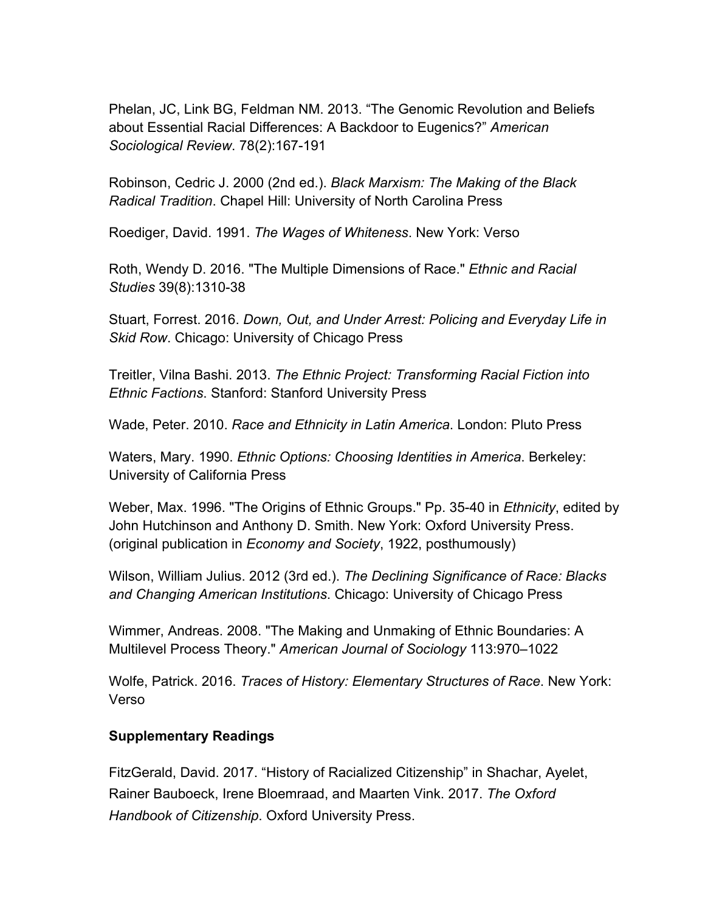Phelan, JC, Link BG, Feldman NM. 2013. “The Genomic Revolution and Beliefs about Essential Racial Differences: A Backdoor to Eugenics?” *American Sociological Review*. 78(2):167-191

Robinson, Cedric J. 2000 (2nd ed.). *Black Marxism: The Making of the Black Radical Tradition*. Chapel Hill: University of North Carolina Press

Roediger, David. 1991. *The Wages of Whiteness*. New York: Verso

Roth, Wendy D. 2016. "The Multiple Dimensions of Race." *Ethnic and Racial Studies* 39(8):1310-38

Stuart, Forrest. 2016. *Down, Out, and Under Arrest: Policing and Everyday Life in Skid Row*. Chicago: University of Chicago Press

Treitler, Vilna Bashi. 2013. *The Ethnic Project: Transforming Racial Fiction into Ethnic Factions*. Stanford: Stanford University Press

Wade, Peter. 2010. *Race and Ethnicity in Latin America*. London: Pluto Press

Waters, Mary. 1990. *Ethnic Options: Choosing Identities in America*. Berkeley: University of California Press

Weber, Max. 1996. "The Origins of Ethnic Groups." Pp. 35-40 in *Ethnicity*, edited by John Hutchinson and Anthony D. Smith. New York: Oxford University Press. (original publication in *Economy and Society*, 1922, posthumously)

Wilson, William Julius. 2012 (3rd ed.). *The Declining Significance of Race: Blacks and Changing American Institutions*. Chicago: University of Chicago Press

Wimmer, Andreas. 2008. "The Making and Unmaking of Ethnic Boundaries: A Multilevel Process Theory." *American Journal of Sociology* 113:970–1022

Wolfe, Patrick. 2016. *Traces of History: Elementary Structures of Race*. New York: Verso

**Supplementary Readings**

FitzGerald, David. 2017. “History of Racialized Citizenship” in Shachar, Ayelet, Rainer Bauboeck, Irene Bloemraad, and Maarten Vink. 2017. *The Oxford Handbook of Citizenship*. Oxford University Press.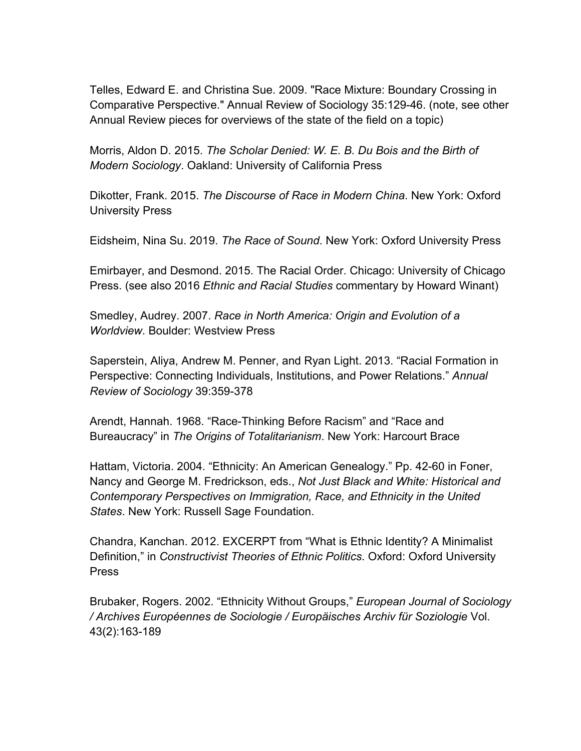Telles, Edward E. and Christina Sue. 2009. "Race Mixture: Boundary Crossing in Comparative Perspective." Annual Review of Sociology 35:129-46. (note, see other Annual Review pieces for overviews of the state of the field on a topic)

Morris, Aldon D. 2015. *The Scholar Denied: W. E. B. Du Bois and the Birth of Modern Sociology*. Oakland: University of California Press

Dikotter, Frank. 2015. *The Discourse of Race in Modern China*. New York: Oxford University Press

Eidsheim, Nina Su. 2019. *The Race of Sound*. New York: Oxford University Press

Emirbayer, and Desmond. 2015. The Racial Order. Chicago: University of Chicago Press. (see also 2016 *Ethnic and Racial Studies* commentary by Howard Winant)

Smedley, Audrey. 2007. *Race in North America: Origin and Evolution of a Worldview*. Boulder: Westview Press

Saperstein, Aliya, Andrew M. Penner, and Ryan Light. 2013. "Racial Formation in Perspective: Connecting Individuals, Institutions, and Power Relations." *Annual Review of Sociology* 39:359-378

Arendt, Hannah. 1968. "Race-Thinking Before Racism" and "Race and Bureaucracy" in *The Origins of Totalitarianism*. New York: Harcourt Brace

Hattam, Victoria. 2004. "Ethnicity: An American Genealogy." Pp. 42-60 in Foner, Nancy and George M. Fredrickson, eds., *Not Just Black and White: Historical and Contemporary Perspectives on Immigration, Race, and Ethnicity in the United States*. New York: Russell Sage Foundation.

Chandra, Kanchan. 2012. EXCERPT from "What is Ethnic Identity? A Minimalist Definition," in *Constructivist Theories of Ethnic Politics*. Oxford: Oxford University Press

Brubaker, Rogers. 2002. "Ethnicity Without Groups," *European Journal of Sociology / Archives Européennes de Sociologie / Europäisches Archiv für Soziologie* Vol. 43(2):163-189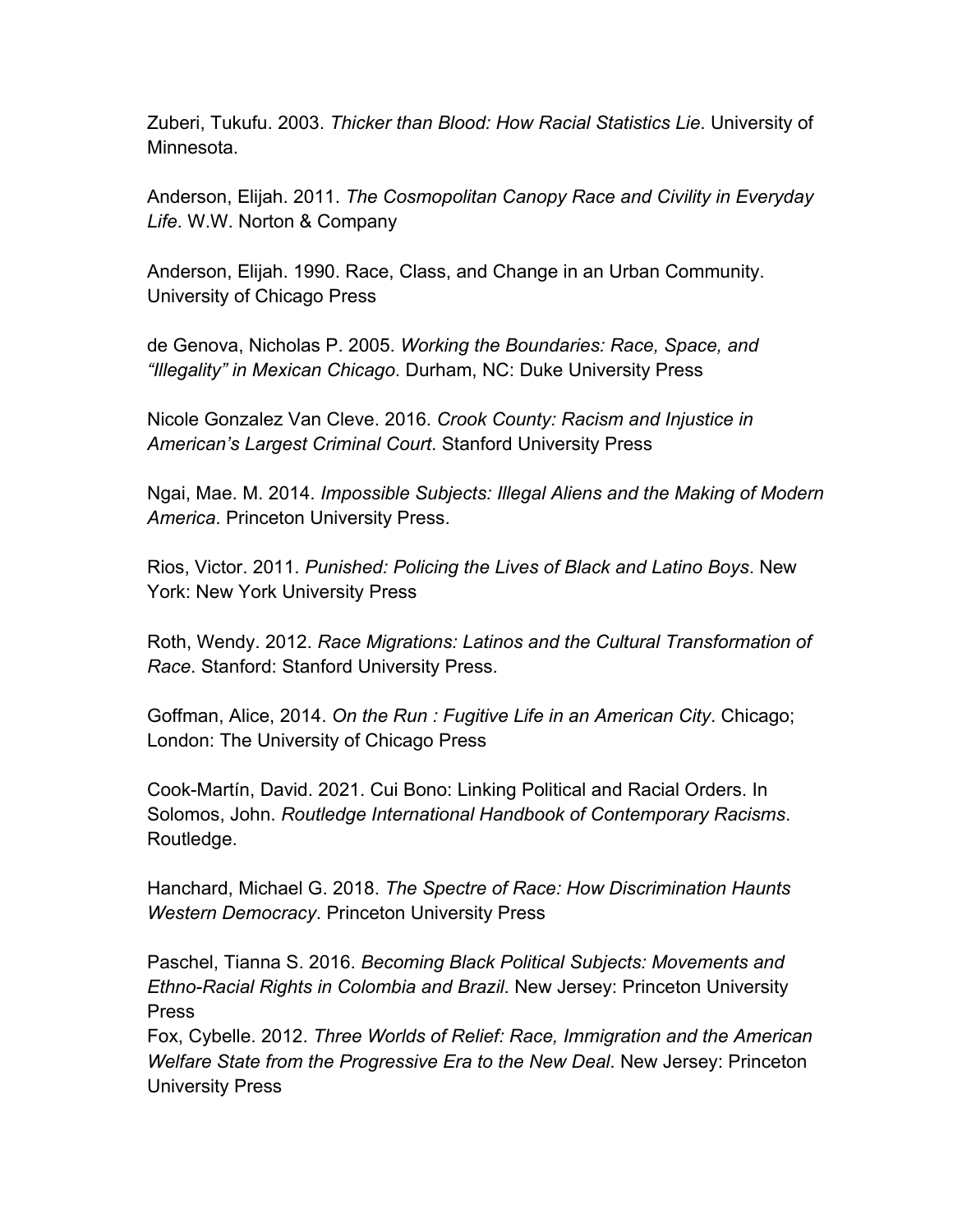Zuberi, Tukufu. 2003. *Thicker than Blood: How Racial Statistics Lie*. University of Minnesota.

Anderson, Elijah. 2011. *The Cosmopolitan Canopy Race and Civility in Everyday Life*. W.W. Norton & Company

Anderson, Elijah. 1990. Race, Class, and Change in an Urban Community. University of Chicago Press

de Genova, Nicholas P. 2005. *Working the Boundaries: Race, Space, and "Illegality" in Mexican Chicago*. Durham, NC: Duke University Press

Nicole Gonzalez Van Cleve. 2016. *Crook County: Racism and Injustice in American's Largest Criminal Court*. Stanford University Press

Ngai, Mae. M. 2014. *Impossible Subjects: Illegal Aliens and the Making of Modern America*. Princeton University Press.

Rios, Victor. 2011. *Punished: Policing the Lives of Black and Latino Boys*. New York: New York University Press

Roth, Wendy. 2012. *Race Migrations: Latinos and the Cultural Transformation of Race*. Stanford: Stanford University Press.

Goffman, Alice, 2014. *On the Run : Fugitive Life in an American City*. Chicago; London: The University of Chicago Press

Cook-Martín, David. 2021. Cui Bono: Linking Political and Racial Orders. In Solomos, John. *Routledge International Handbook of Contemporary Racisms*. Routledge.

Hanchard, Michael G. 2018. *The Spectre of Race: How Discrimination Haunts Western Democracy*. Princeton University Press

Paschel, Tianna S. 2016. *Becoming Black Political Subjects: Movements and Ethno-Racial Rights in Colombia and Brazil*. New Jersey: Princeton University Press

Fox, Cybelle. 2012. *Three Worlds of Relief: Race, Immigration and the American Welfare State from the Progressive Era to the New Deal*. New Jersey: Princeton University Press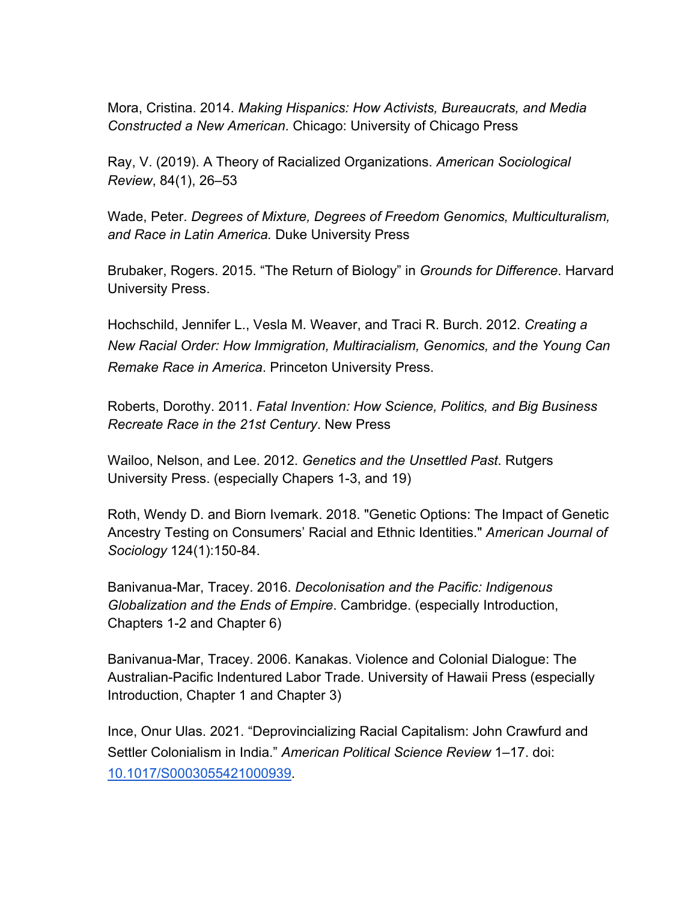Mora, Cristina. 2014. *Making Hispanics: How Activists, Bureaucrats, and Media Constructed a New American*. Chicago: University of Chicago Press

Ray, V. (2019). A Theory of Racialized Organizations. *American Sociological Review*, 84(1), 26–53

Wade, Peter. *Degrees of Mixture, Degrees of Freedom Genomics, Multiculturalism, and Race in Latin America.* Duke University Press

Brubaker, Rogers. 2015. "The Return of Biology" in *Grounds for Difference*. Harvard University Press.

Hochschild, Jennifer L., Vesla M. Weaver, and Traci R. Burch. 2012. *Creating a New Racial Order: How Immigration, Multiracialism, Genomics, and the Young Can Remake Race in America*. Princeton University Press.

Roberts, Dorothy. 2011. *Fatal Invention: How Science, Politics, and Big Business Recreate Race in the 21st Century*. New Press

Wailoo, Nelson, and Lee. 2012. *Genetics and the Unsettled Past*. Rutgers University Press. (especially Chapers 1-3, and 19)

Roth, Wendy D. and Biorn Ivemark. 2018. "Genetic Options: The Impact of Genetic Ancestry Testing on Consumers' Racial and Ethnic Identities." *American Journal of Sociology* 124(1):150-84.

Banivanua-Mar, Tracey. 2016. *Decolonisation and the Pacific: Indigenous Globalization and the Ends of Empire*. Cambridge. (especially Introduction, Chapters 1-2 and Chapter 6)

Banivanua-Mar, Tracey. 2006. Kanakas. Violence and Colonial Dialogue: The Australian-Pacific Indentured Labor Trade. University of Hawaii Press (especially Introduction, Chapter 1 and Chapter 3)

Ince, Onur Ulas. 2021. "Deprovincializing Racial Capitalism: John Crawfurd and Settler Colonialism in India." *American Political Science Review* 1–17. doi: [10.1017/S0003055421000939](https://doi.org/10.1017/S0003055421000939).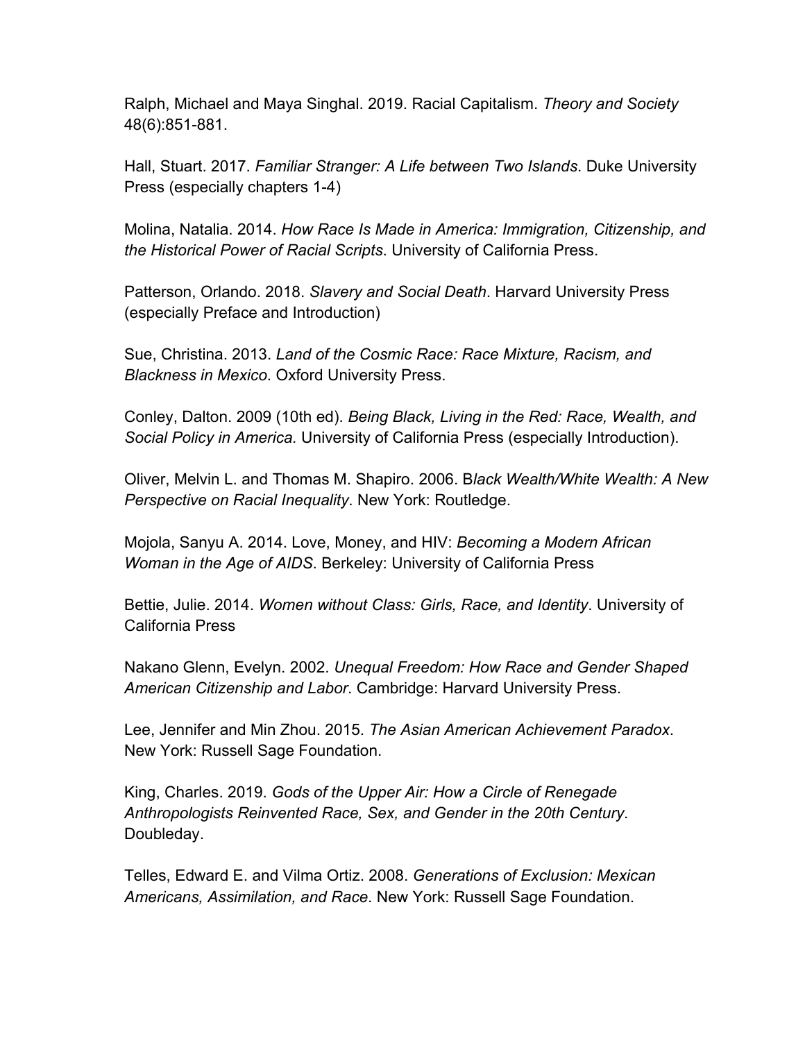Ralph, Michael and Maya Singhal. 2019. Racial Capitalism. *Theory and Society* 48(6):851-881.

Hall, Stuart. 2017. *Familiar Stranger: A Life between Two Islands*. Duke University Press (especially chapters 1-4)

Molina, Natalia. 2014. *How Race Is Made in America: Immigration, Citizenship, and the Historical Power of Racial Scripts*. University of California Press.

Patterson, Orlando. 2018. *Slavery and Social Death*. Harvard University Press (especially Preface and Introduction)

Sue, Christina. 2013. *Land of the Cosmic Race: Race Mixture, Racism, and Blackness in Mexico*. Oxford University Press.

Conley, Dalton. 2009 (10th ed). *Being Black, Living in the Red: Race, Wealth, and Social Policy in America.* University of California Press (especially Introduction).

Oliver, Melvin L. and Thomas M. Shapiro. 2006. B*lack Wealth/White Wealth: A New Perspective on Racial Inequality*. New York: Routledge.

Mojola, Sanyu A. 2014. Love, Money, and HIV: *Becoming a Modern African Woman in the Age of AIDS*. Berkeley: University of California Press

Bettie, Julie. 2014. *Women without Class: Girls, Race, and Identity*. University of California Press

Nakano Glenn, Evelyn. 2002. *Unequal Freedom: How Race and Gender Shaped American Citizenship and Labor*. Cambridge: Harvard University Press.

Lee, Jennifer and Min Zhou. 2015. *The Asian American Achievement Paradox*. New York: Russell Sage Foundation.

King, Charles. 2019. *Gods of the Upper Air: How a Circle of Renegade Anthropologists Reinvented Race, Sex, and Gender in the 20th Century*. Doubleday.

Telles, Edward E. and Vilma Ortiz. 2008. *Generations of Exclusion: Mexican Americans, Assimilation, and Race*. New York: Russell Sage Foundation.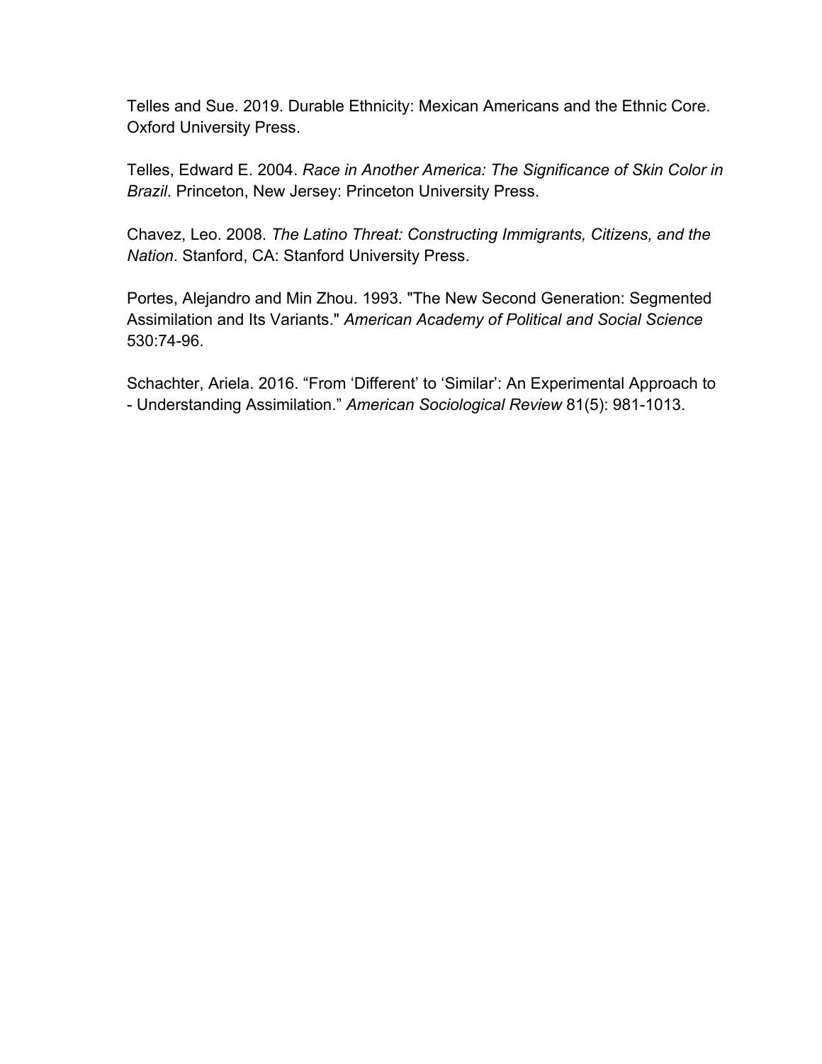Telles and Sue. 2019. Durable Ethnicity: Mexican Americans and the Ethnic Core. Oxford University Press.

Telles, Edward E. 2004. *Race in Another America: The Significance of Skin Color in Brazil*. Princeton, New Jersey: Princeton University Press.

Chavez, Leo. 2008. *The Latino Threat: Constructing Immigrants, Citizens, and the Nation*. Stanford, CA: Stanford University Press.

Portes, Alejandro and Min Zhou. 1993. "The New Second Generation: Segmented Assimilation and Its Variants." *American Academy of Political and Social Science* 530:74-96.

Schachter, Ariela. 2016. "From 'Different' to 'Similar': An Experimental Approach to - Understanding Assimilation." *American Sociological Review* 81(5): 981-1013.